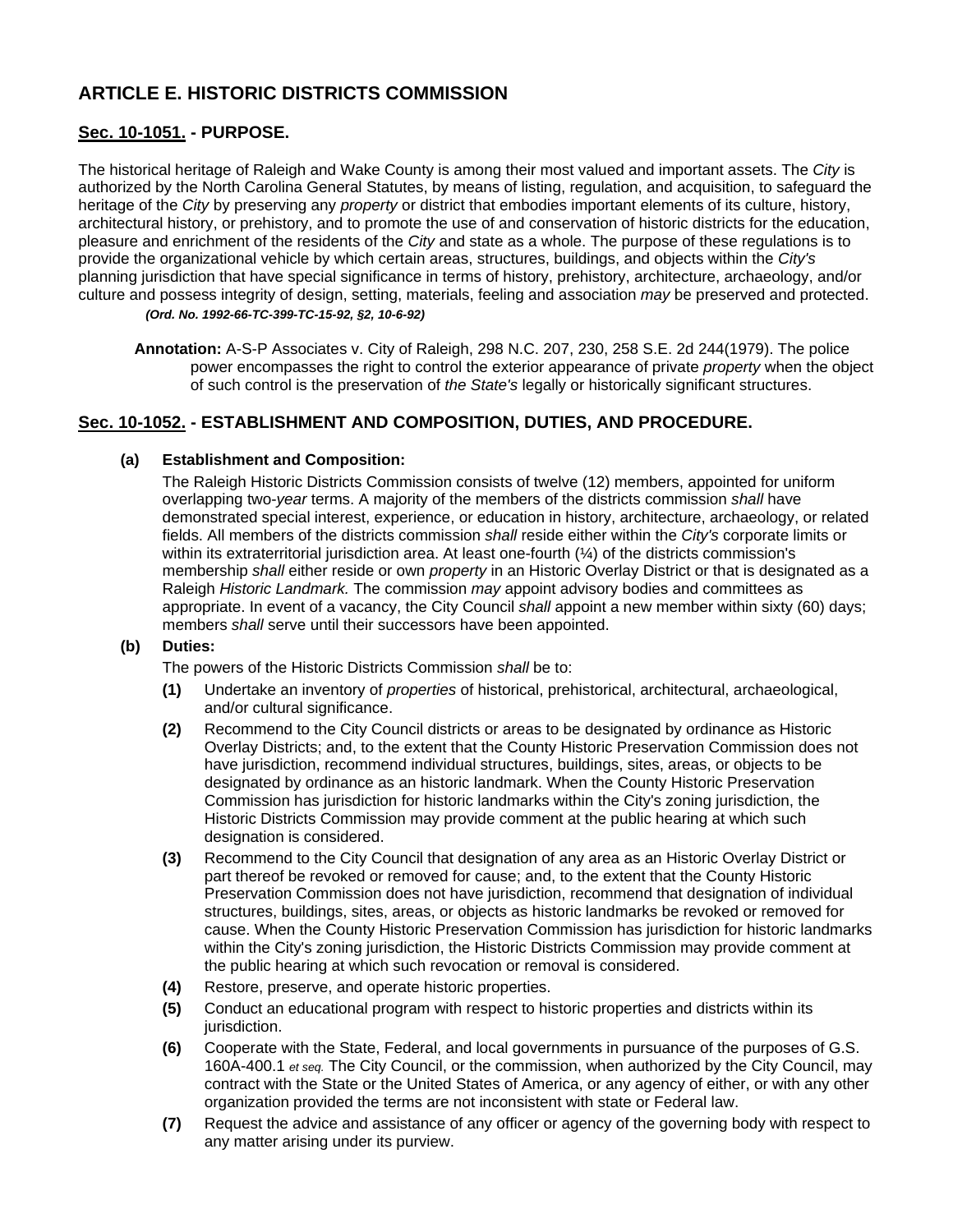# ARTICLE E. HISTORIC DISTRICTS COMMISSION

## Sec. 10-1051. - PURPOSE.

The historical heritage of Raleigh and Wake County is among their most valued and important assets. The *City* is authorized by the North Carolina General Statutes, by means of listing, regulation, and acquisition, to safeguard the heritage of the *City* by preserving any *property* or district that embodies important elements of its culture, history, architectural history, or prehistory, and to promote the use of and conservation of historic districts for the education, pleasure and enrichment of the residents of the *City* and state as a whole. The purpose of these regulations is to provide the organizational vehicle by which certain areas, structures, buildings, and objects within the *City's* planning jurisdiction that have special significance in terms of history, prehistory, architecture, archaeology, and/or culture and possess integrity of design, setting, materials, feeling and association *may* be preserved and protected.

***(Ord. No. 1992-66-TC-399-TC-15-92, §2, 10-6-92)***

**Annotation:** A-S-P Associates v. City of Raleigh, 298 N.C. 207, 230, 258 S.E. 2d 244(1979). The police power encompasses the right to control the exterior appearance of private *property* when the object of such control is the preservation of *the State's* legally or historically significant structures.

## Sec. 10-1052. - ESTABLISHMENT AND COMPOSITION, DUTIES, AND PROCEDURE.

**(a) Establishment and Composition:**

The Raleigh Historic Districts Commission consists of twelve (12) members, appointed for uniform overlapping two-*year* terms. A majority of the members of the districts commission *shall* have demonstrated special interest, experience, or education in history, architecture, archaeology, or related fields. All members of the districts commission *shall* reside either within the *City's* corporate limits or within its extraterritorial jurisdiction area. At least one-fourth (¼) of the districts commission's membership *shall* either reside or own *property* in an Historic Overlay District or that is designated as a Raleigh *Historic Landmark.* The commission *may* appoint advisory bodies and committees as appropriate. In event of a vacancy, the City Council *shall* appoint a new member within sixty (60) days; members *shall* serve until their successors have been appointed.

**(b) Duties:**

The powers of the Historic Districts Commission *shall* be to:

**(1)** Undertake an inventory of *properties* of historical, prehistorical, architectural, archaeological, and/or cultural significance.

**(2)** Recommend to the City Council districts or areas to be designated by ordinance as Historic Overlay Districts; and, to the extent that the County Historic Preservation Commission does not have jurisdiction, recommend individual structures, buildings, sites, areas, or objects to be designated by ordinance as an historic landmark. When the County Historic Preservation Commission has jurisdiction for historic landmarks within the City's zoning jurisdiction, the Historic Districts Commission may provide comment at the public hearing at which such designation is considered.

**(3)** Recommend to the City Council that designation of any area as an Historic Overlay District or part thereof be revoked or removed for cause; and, to the extent that the County Historic Preservation Commission does not have jurisdiction, recommend that designation of individual structures, buildings, sites, areas, or objects as historic landmarks be revoked or removed for cause. When the County Historic Preservation Commission has jurisdiction for historic landmarks within the City's zoning jurisdiction, the Historic Districts Commission may provide comment at the public hearing at which such revocation or removal is considered.

**(4)** Restore, preserve, and operate historic properties.

**(5)** Conduct an educational program with respect to historic properties and districts within its jurisdiction.

**(6)** Cooperate with the State, Federal, and local governments in pursuance of the purposes of G.S. 160A-400.1 *et seq.* The City Council, or the commission, when authorized by the City Council, may contract with the State or the United States of America, or any agency of either, or with any other organization provided the terms are not inconsistent with state or Federal law.

**(7)** Request the advice and assistance of any officer or agency of the governing body with respect to any matter arising under its purview.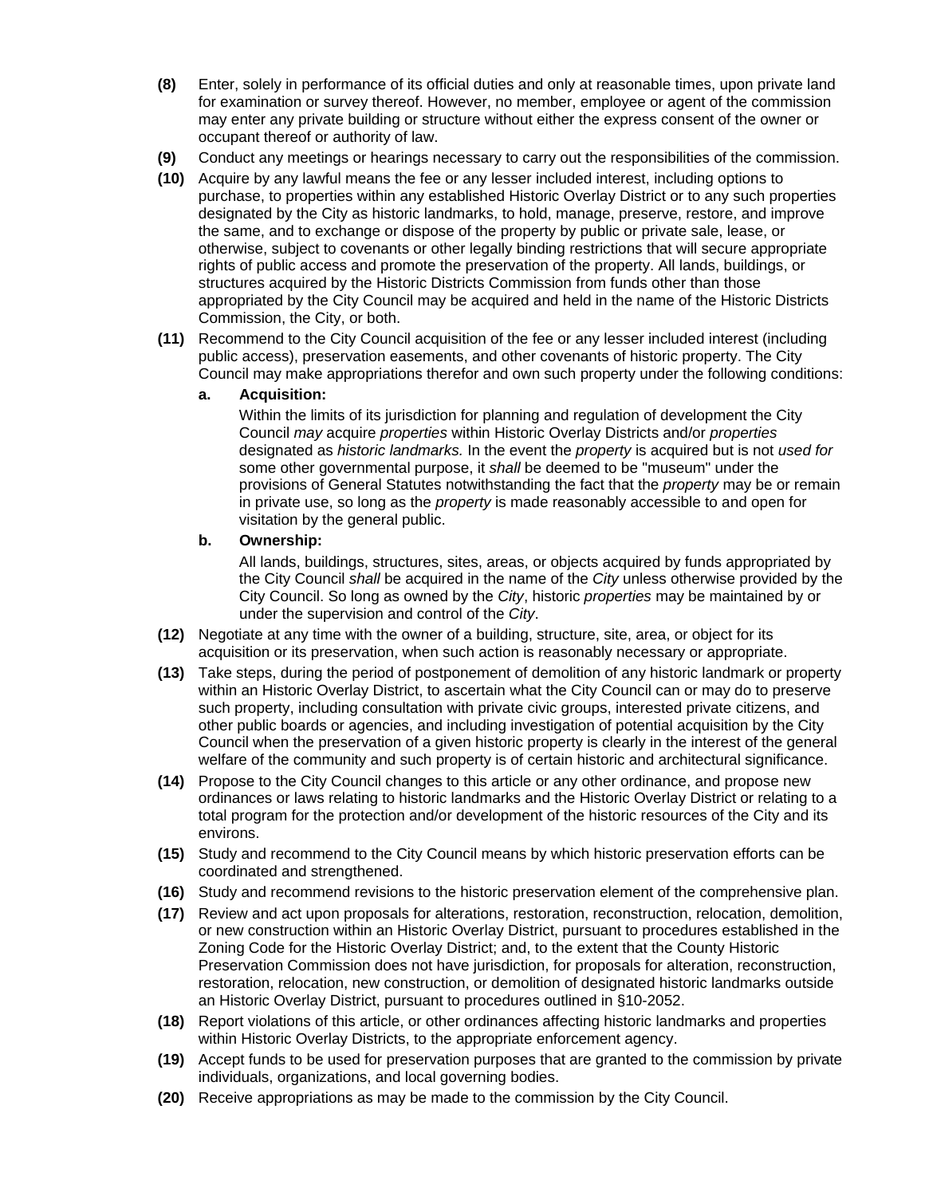**(8)** Enter, solely in performance of its official duties and only at reasonable times, upon private land for examination or survey thereof. However, no member, employee or agent of the commission may enter any private building or structure without either the express consent of the owner or occupant thereof or authority of law.

**(9)** Conduct any meetings or hearings necessary to carry out the responsibilities of the commission.

**(10)** Acquire by any lawful means the fee or any lesser included interest, including options to purchase, to properties within any established Historic Overlay District or to any such properties designated by the City as historic landmarks, to hold, manage, preserve, restore, and improve the same, and to exchange or dispose of the property by public or private sale, lease, or otherwise, subject to covenants or other legally binding restrictions that will secure appropriate rights of public access and promote the preservation of the property. All lands, buildings, or structures acquired by the Historic Districts Commission from funds other than those appropriated by the City Council may be acquired and held in the name of the Historic Districts Commission, the City, or both.

**(11)** Recommend to the City Council acquisition of the fee or any lesser included interest (including public access), preservation easements, and other covenants of historic property. The City Council may make appropriations therefor and own such property under the following conditions:

**a. Acquisition:**

Within the limits of its jurisdiction for planning and regulation of development the City Council *may* acquire *properties* within Historic Overlay Districts and/or *properties* designated as *historic landmarks.* In the event the *property* is acquired but is not *used for* some other governmental purpose, it *shall* be deemed to be "museum" under the provisions of General Statutes notwithstanding the fact that the *property* may be or remain in private use, so long as the *property* is made reasonably accessible to and open for visitation by the general public.

**b. Ownership:**

All lands, buildings, structures, sites, areas, or objects acquired by funds appropriated by the City Council *shall* be acquired in the name of the *City* unless otherwise provided by the City Council. So long as owned by the *City*, historic *properties* may be maintained by or under the supervision and control of the *City*.

**(12)** Negotiate at any time with the owner of a building, structure, site, area, or object for its acquisition or its preservation, when such action is reasonably necessary or appropriate.

**(13)** Take steps, during the period of postponement of demolition of any historic landmark or property within an Historic Overlay District, to ascertain what the City Council can or may do to preserve such property, including consultation with private civic groups, interested private citizens, and other public boards or agencies, and including investigation of potential acquisition by the City Council when the preservation of a given historic property is clearly in the interest of the general welfare of the community and such property is of certain historic and architectural significance.

**(14)** Propose to the City Council changes to this article or any other ordinance, and propose new ordinances or laws relating to historic landmarks and the Historic Overlay District or relating to a total program for the protection and/or development of the historic resources of the City and its environs.

**(15)** Study and recommend to the City Council means by which historic preservation efforts can be coordinated and strengthened.

**(16)** Study and recommend revisions to the historic preservation element of the comprehensive plan.

**(17)** Review and act upon proposals for alterations, restoration, reconstruction, relocation, demolition, or new construction within an Historic Overlay District, pursuant to procedures established in the Zoning Code for the Historic Overlay District; and, to the extent that the County Historic Preservation Commission does not have jurisdiction, for proposals for alteration, reconstruction, restoration, relocation, new construction, or demolition of designated historic landmarks outside an Historic Overlay District, pursuant to procedures outlined in §10-2052.

**(18)** Report violations of this article, or other ordinances affecting historic landmarks and properties within Historic Overlay Districts, to the appropriate enforcement agency.

**(19)** Accept funds to be used for preservation purposes that are granted to the commission by private individuals, organizations, and local governing bodies.

**(20)** Receive appropriations as may be made to the commission by the City Council.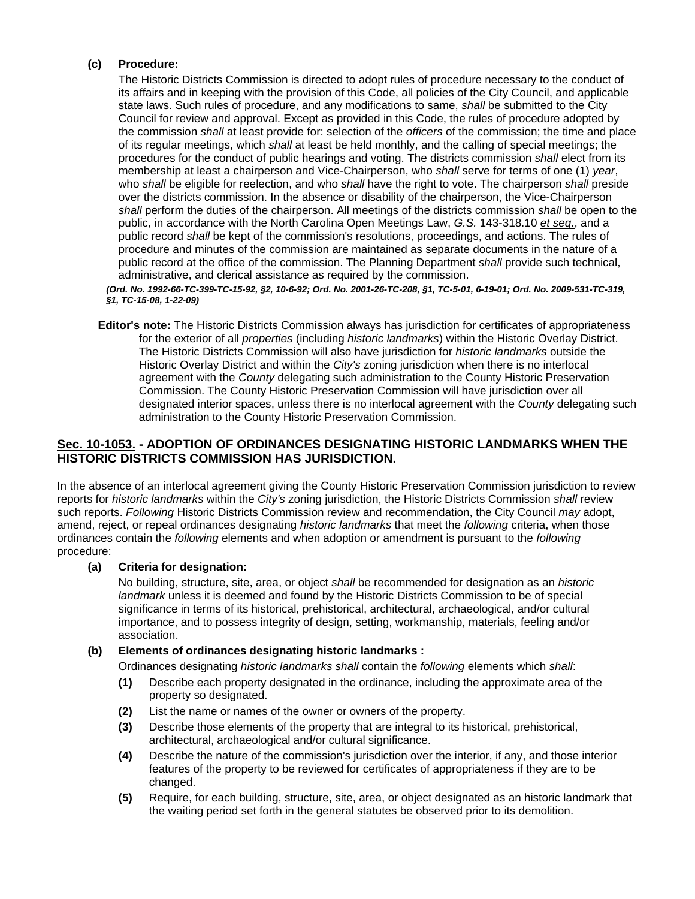**(c) Procedure:**

The Historic Districts Commission is directed to adopt rules of procedure necessary to the conduct of its affairs and in keeping with the provision of this Code, all policies of the City Council, and applicable state laws. Such rules of procedure, and any modifications to same, *shall* be submitted to the City Council for review and approval. Except as provided in this Code, the rules of procedure adopted by the commission *shall* at least provide for: selection of the *officers* of the commission; the time and place of its regular meetings, which *shall* at least be held monthly, and the calling of special meetings; the procedures for the conduct of public hearings and voting. The districts commission *shall* elect from its membership at least a chairperson and Vice-Chairperson, who *shall* serve for terms of one (1) *year*, who *shall* be eligible for reelection, and who *shall* have the right to vote. The chairperson *shall* preside over the districts commission. In the absence or disability of the chairperson, the Vice-Chairperson *shall* perform the duties of the chairperson. All meetings of the districts commission *shall* be open to the public, in accordance with the North Carolina Open Meetings Law, *G.S.* 143-318.10 *et seq.*, and a public record *shall* be kept of the commission's resolutions, proceedings, and actions. The rules of procedure and minutes of the commission are maintained as separate documents in the nature of a public record at the office of the commission. The Planning Department *shall* provide such technical, administrative, and clerical assistance as required by the commission.

***(Ord. No. 1992-66-TC-399-TC-15-92, §2, 10-6-92; Ord. No. 2001-26-TC-208, §1, TC-5-01, 6-19-01; Ord. No. 2009-531-TC-319, §1, TC-15-08, 1-22-09)***

**Editor's note:** The Historic Districts Commission always has jurisdiction for certificates of appropriateness for the exterior of all *properties* (including *historic landmarks*) within the Historic Overlay District. The Historic Districts Commission will also have jurisdiction for *historic landmarks* outside the Historic Overlay District and within the *City's* zoning jurisdiction when there is no interlocal agreement with the *County* delegating such administration to the County Historic Preservation Commission. The County Historic Preservation Commission will have jurisdiction over all designated interior spaces, unless there is no interlocal agreement with the *County* delegating such administration to the County Historic Preservation Commission.

## Sec. 10-1053. - ADOPTION OF ORDINANCES DESIGNATING HISTORIC LANDMARKS WHEN THE HISTORIC DISTRICTS COMMISSION HAS JURISDICTION.

In the absence of an interlocal agreement giving the County Historic Preservation Commission jurisdiction to review reports for *historic landmarks* within the *City's* zoning jurisdiction, the Historic Districts Commission *shall* review such reports. *Following* Historic Districts Commission review and recommendation, the City Council *may* adopt, amend, reject, or repeal ordinances designating *historic landmarks* that meet the *following* criteria, when those ordinances contain the *following* elements and when adoption or amendment is pursuant to the *following* procedure:

**(a) Criteria for designation:**

No building, structure, site, area, or object *shall* be recommended for designation as an *historic landmark* unless it is deemed and found by the Historic Districts Commission to be of special significance in terms of its historical, prehistorical, architectural, archaeological, and/or cultural importance, and to possess integrity of design, setting, workmanship, materials, feeling and/or association.

**(b) Elements of ordinances designating historic landmarks :**

Ordinances designating *historic landmarks shall* contain the *following* elements which *shall*:

- **(1)** Describe each property designated in the ordinance, including the approximate area of the property so designated.
- **(2)** List the name or names of the owner or owners of the property.
- **(3)** Describe those elements of the property that are integral to its historical, prehistorical, architectural, archaeological and/or cultural significance.
- **(4)** Describe the nature of the commission's jurisdiction over the interior, if any, and those interior features of the property to be reviewed for certificates of appropriateness if they are to be changed.
- **(5)** Require, for each building, structure, site, area, or object designated as an historic landmark that the waiting period set forth in the general statutes be observed prior to its demolition.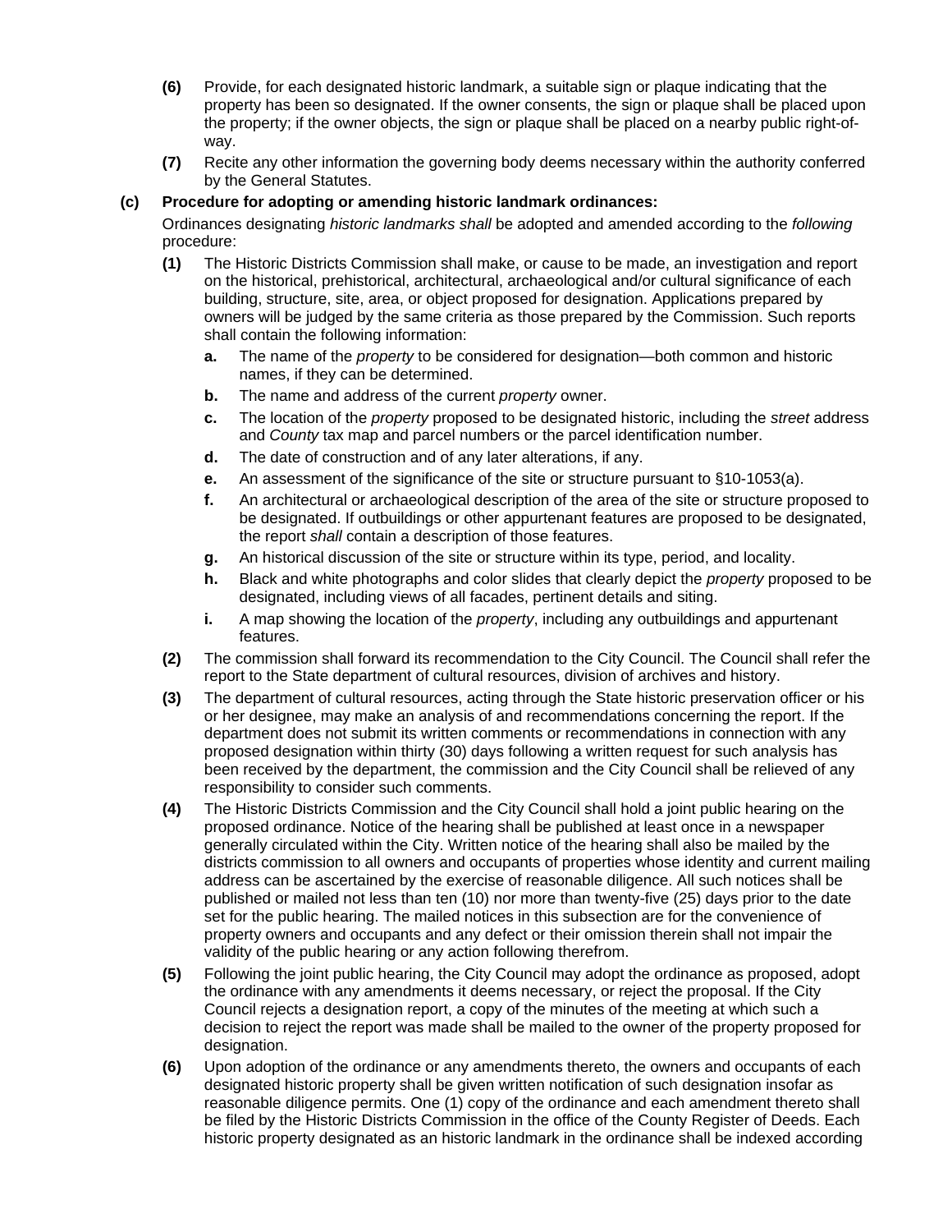**(6)** Provide, for each designated historic landmark, a suitable sign or plaque indicating that the property has been so designated. If the owner consents, the sign or plaque shall be placed upon the property; if the owner objects, the sign or plaque shall be placed on a nearby public right-of-way.

**(7)** Recite any other information the governing body deems necessary within the authority conferred by the General Statutes.

**(c) Procedure for adopting or amending historic landmark ordinances:**

Ordinances designating *historic landmarks shall* be adopted and amended according to the *following* procedure:

**(1)** The Historic Districts Commission shall make, or cause to be made, an investigation and report on the historical, prehistorical, architectural, archaeological and/or cultural significance of each building, structure, site, area, or object proposed for designation. Applications prepared by owners will be judged by the same criteria as those prepared by the Commission. Such reports shall contain the following information:

- **a.** The name of the *property* to be considered for designation—both common and historic names, if they can be determined.
- **b.** The name and address of the current *property* owner.
- **c.** The location of the *property* proposed to be designated historic, including the *street* address and *County* tax map and parcel numbers or the parcel identification number.
- **d.** The date of construction and of any later alterations, if any.
- **e.** An assessment of the significance of the site or structure pursuant to §10-1053(a).
- **f.** An architectural or archaeological description of the area of the site or structure proposed to be designated. If outbuildings or other appurtenant features are proposed to be designated, the report *shall* contain a description of those features.
- **g.** An historical discussion of the site or structure within its type, period, and locality.
- **h.** Black and white photographs and color slides that clearly depict the *property* proposed to be designated, including views of all facades, pertinent details and siting.
- **i.** A map showing the location of the *property*, including any outbuildings and appurtenant features.

**(2)** The commission shall forward its recommendation to the City Council. The Council shall refer the report to the State department of cultural resources, division of archives and history.

**(3)** The department of cultural resources, acting through the State historic preservation officer or his or her designee, may make an analysis of and recommendations concerning the report. If the department does not submit its written comments or recommendations in connection with any proposed designation within thirty (30) days following a written request for such analysis has been received by the department, the commission and the City Council shall be relieved of any responsibility to consider such comments.

**(4)** The Historic Districts Commission and the City Council shall hold a joint public hearing on the proposed ordinance. Notice of the hearing shall be published at least once in a newspaper generally circulated within the City. Written notice of the hearing shall also be mailed by the districts commission to all owners and occupants of properties whose identity and current mailing address can be ascertained by the exercise of reasonable diligence. All such notices shall be published or mailed not less than ten (10) nor more than twenty-five (25) days prior to the date set for the public hearing. The mailed notices in this subsection are for the convenience of property owners and occupants and any defect or their omission therein shall not impair the validity of the public hearing or any action following therefrom.

**(5)** Following the joint public hearing, the City Council may adopt the ordinance as proposed, adopt the ordinance with any amendments it deems necessary, or reject the proposal. If the City Council rejects a designation report, a copy of the minutes of the meeting at which such a decision to reject the report was made shall be mailed to the owner of the property proposed for designation.

**(6)** Upon adoption of the ordinance or any amendments thereto, the owners and occupants of each designated historic property shall be given written notification of such designation insofar as reasonable diligence permits. One (1) copy of the ordinance and each amendment thereto shall be filed by the Historic Districts Commission in the office of the County Register of Deeds. Each historic property designated as an historic landmark in the ordinance shall be indexed according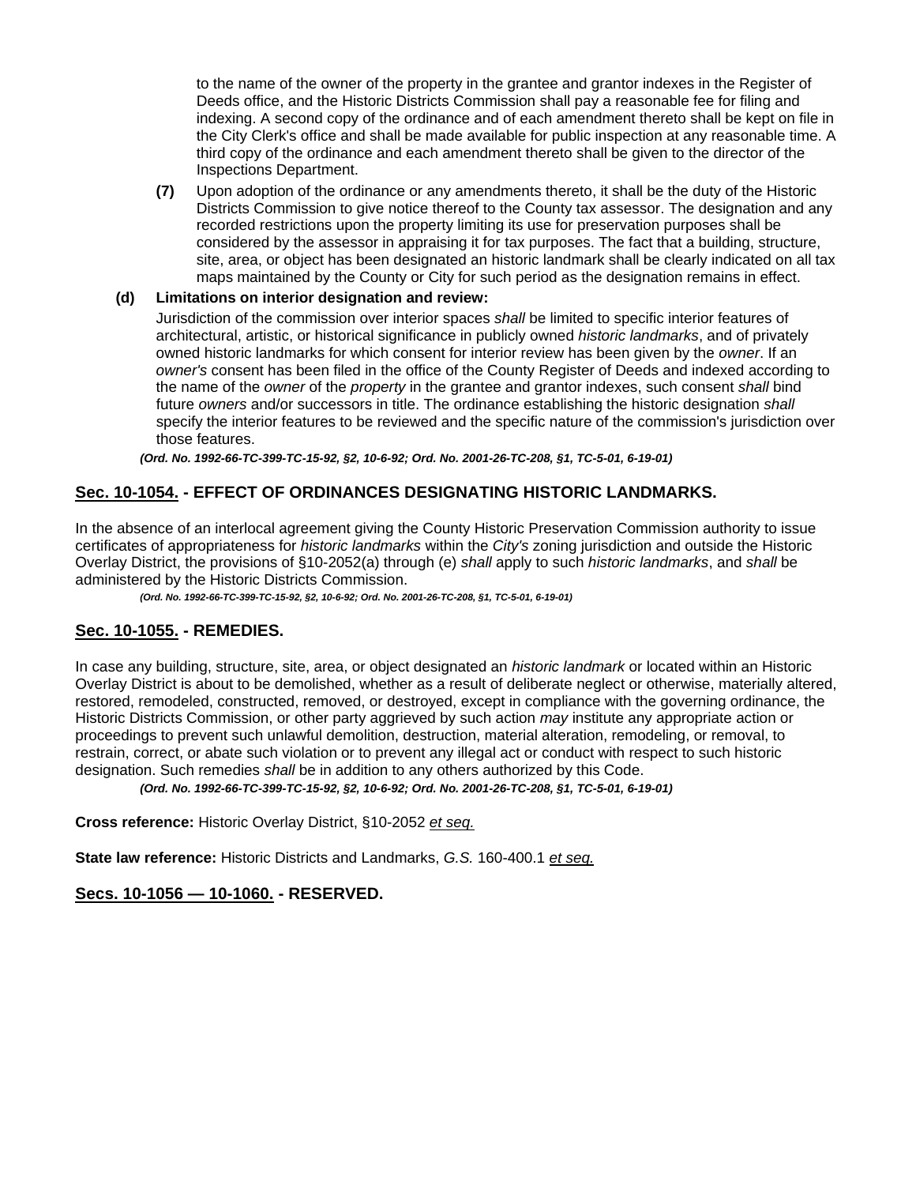to the name of the owner of the property in the grantee and grantor indexes in the Register of Deeds office, and the Historic Districts Commission shall pay a reasonable fee for filing and indexing. A second copy of the ordinance and of each amendment thereto shall be kept on file in the City Clerk's office and shall be made available for public inspection at any reasonable time. A third copy of the ordinance and each amendment thereto shall be given to the director of the Inspections Department.

**(7)** Upon adoption of the ordinance or any amendments thereto, it shall be the duty of the Historic Districts Commission to give notice thereof to the County tax assessor. The designation and any recorded restrictions upon the property limiting its use for preservation purposes shall be considered by the assessor in appraising it for tax purposes. The fact that a building, structure, site, area, or object has been designated an historic landmark shall be clearly indicated on all tax maps maintained by the County or City for such period as the designation remains in effect.

**(d) Limitations on interior designation and review:**

Jurisdiction of the commission over interior spaces *shall* be limited to specific interior features of architectural, artistic, or historical significance in publicly owned *historic landmarks*, and of privately owned historic landmarks for which consent for interior review has been given by the *owner*. If an *owner's* consent has been filed in the office of the County Register of Deeds and indexed according to the name of the *owner* of the *property* in the grantee and grantor indexes, such consent *shall* bind future *owners* and/or successors in title. The ordinance establishing the historic designation *shall* specify the interior features to be reviewed and the specific nature of the commission's jurisdiction over those features.

***(Ord. No. 1992-66-TC-399-TC-15-92, §2, 10-6-92; Ord. No. 2001-26-TC-208, §1, TC-5-01, 6-19-01)***

## Sec. 10-1054. - EFFECT OF ORDINANCES DESIGNATING HISTORIC LANDMARKS.

In the absence of an interlocal agreement giving the County Historic Preservation Commission authority to issue certificates of appropriateness for *historic landmarks* within the *City's* zoning jurisdiction and outside the Historic Overlay District, the provisions of §10-2052(a) through (e) *shall* apply to such *historic landmarks*, and *shall* be administered by the Historic Districts Commission.

***(Ord. No. 1992-66-TC-399-TC-15-92, §2, 10-6-92; Ord. No. 2001-26-TC-208, §1, TC-5-01, 6-19-01)***

## Sec. 10-1055. - REMEDIES.

In case any building, structure, site, area, or object designated an *historic landmark* or located within an Historic Overlay District is about to be demolished, whether as a result of deliberate neglect or otherwise, materially altered, restored, remodeled, constructed, removed, or destroyed, except in compliance with the governing ordinance, the Historic Districts Commission, or other party aggrieved by such action *may* institute any appropriate action or proceedings to prevent such unlawful demolition, destruction, material alteration, remodeling, or removal, to restrain, correct, or abate such violation or to prevent any illegal act or conduct with respect to such historic designation. Such remedies *shall* be in addition to any others authorized by this Code.

***(Ord. No. 1992-66-TC-399-TC-15-92, §2, 10-6-92; Ord. No. 2001-26-TC-208, §1, TC-5-01, 6-19-01)***

**Cross reference:** Historic Overlay District, §10-2052 *et seq.*

**State law reference:** Historic Districts and Landmarks, *G.S.* 160-400.1 *et seq.*

## Secs. 10-1056 — 10-1060. - RESERVED.